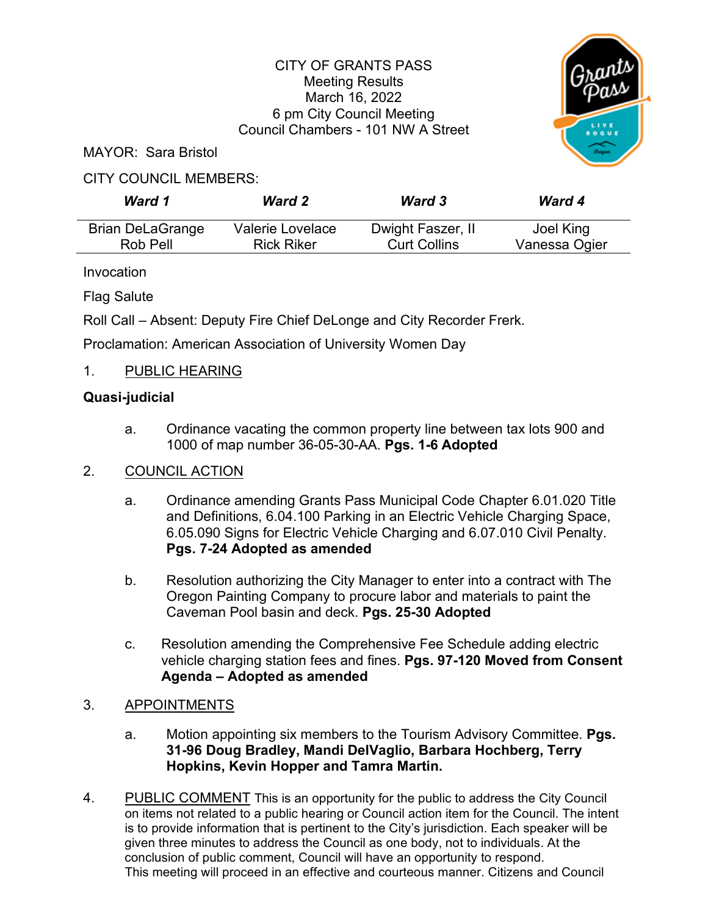CITY OF GRANTS PASS
Meeting Results
March 16, 2022
6 pm City Council Meeting
Council Chambers - 101 NW A Street

MAYOR: Sara Bristol

CITY COUNCIL MEMBERS:

| *Ward 1* | *Ward 2* | *Ward 3* | *Ward 4* |
|---|---|---|---|
| Brian DeLaGrange | Valerie Lovelace | Dwight Faszer, II | Joel King |
| Rob Pell | Rick Riker | Curt Collins | Vanessa Ogier |

Invocation

Flag Salute

Roll Call – Absent: Deputy Fire Chief DeLonge and City Recorder Frerk.

Proclamation: American Association of University Women Day

1. PUBLIC HEARING

**Quasi-judicial**

a. Ordinance vacating the common property line between tax lots 900 and 1000 of map number 36-05-30-AA. **Pgs. 1-6 Adopted**

2. COUNCIL ACTION

a. Ordinance amending Grants Pass Municipal Code Chapter 6.01.020 Title and Definitions, 6.04.100 Parking in an Electric Vehicle Charging Space, 6.05.090 Signs for Electric Vehicle Charging and 6.07.010 Civil Penalty. **Pgs. 7-24 Adopted as amended**

b. Resolution authorizing the City Manager to enter into a contract with The Oregon Painting Company to procure labor and materials to paint the Caveman Pool basin and deck. **Pgs. 25-30 Adopted**

c. Resolution amending the Comprehensive Fee Schedule adding electric vehicle charging station fees and fines. **Pgs. 97-120 Moved from Consent Agenda – Adopted as amended**

3. APPOINTMENTS

a. Motion appointing six members to the Tourism Advisory Committee. **Pgs. 31-96 Doug Bradley, Mandi DelVaglio, Barbara Hochberg, Terry Hopkins, Kevin Hopper and Tamra Martin.**

4. PUBLIC COMMENT This is an opportunity for the public to address the City Council on items not related to a public hearing or Council action item for the Council. The intent is to provide information that is pertinent to the City's jurisdiction. Each speaker will be given three minutes to address the Council as one body, not to individuals. At the conclusion of public comment, Council will have an opportunity to respond. This meeting will proceed in an effective and courteous manner. Citizens and Council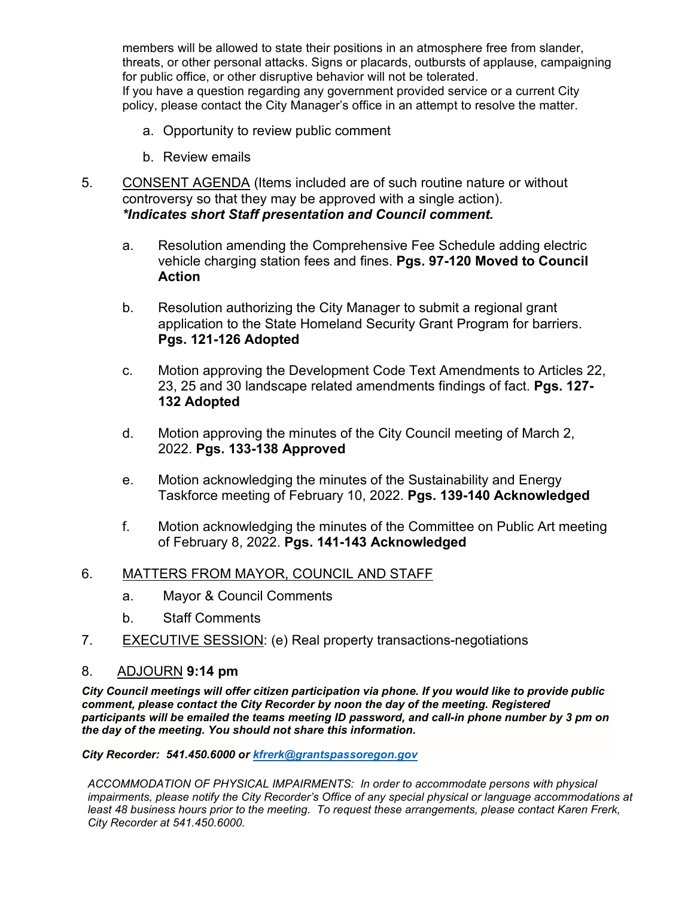members will be allowed to state their positions in an atmosphere free from slander, threats, or other personal attacks. Signs or placards, outbursts of applause, campaigning for public office, or other disruptive behavior will not be tolerated.
If you have a question regarding any government provided service or a current City policy, please contact the City Manager's office in an attempt to resolve the matter.

a. Opportunity to review public comment

b. Review emails

5. CONSENT AGENDA (Items included are of such routine nature or without controversy so that they may be approved with a single action).
***Indicates short Staff presentation and Council comment.***

a. Resolution amending the Comprehensive Fee Schedule adding electric vehicle charging station fees and fines. **Pgs. 97-120 Moved to Council Action**

b. Resolution authorizing the City Manager to submit a regional grant application to the State Homeland Security Grant Program for barriers. **Pgs. 121-126 Adopted**

c. Motion approving the Development Code Text Amendments to Articles 22, 23, 25 and 30 landscape related amendments findings of fact. **Pgs. 127-132 Adopted**

d. Motion approving the minutes of the City Council meeting of March 2, 2022. **Pgs. 133-138 Approved**

e. Motion acknowledging the minutes of the Sustainability and Energy Taskforce meeting of February 10, 2022. **Pgs. 139-140 Acknowledged**

f. Motion acknowledging the minutes of the Committee on Public Art meeting of February 8, 2022. **Pgs. 141-143 Acknowledged**

6. MATTERS FROM MAYOR, COUNCIL AND STAFF

a. Mayor & Council Comments

b. Staff Comments

7. EXECUTIVE SESSION: (e) Real property transactions-negotiations

8. ADJOURN **9:14 pm**

***City Council meetings will offer citizen participation via phone. If you would like to provide public comment, please contact the City Recorder by noon the day of the meeting. Registered participants will be emailed the teams meeting ID password, and call-in phone number by 3 pm on the day of the meeting. You should not share this information.***

***City Recorder: 541.450.6000 or [kfrerk@grantspassoregon.gov](mailto:kfrerk@grantspassoregon.gov)***

*ACCOMMODATION OF PHYSICAL IMPAIRMENTS: In order to accommodate persons with physical impairments, please notify the City Recorder's Office of any special physical or language accommodations at least 48 business hours prior to the meeting. To request these arrangements, please contact Karen Frerk, City Recorder at 541.450.6000.*